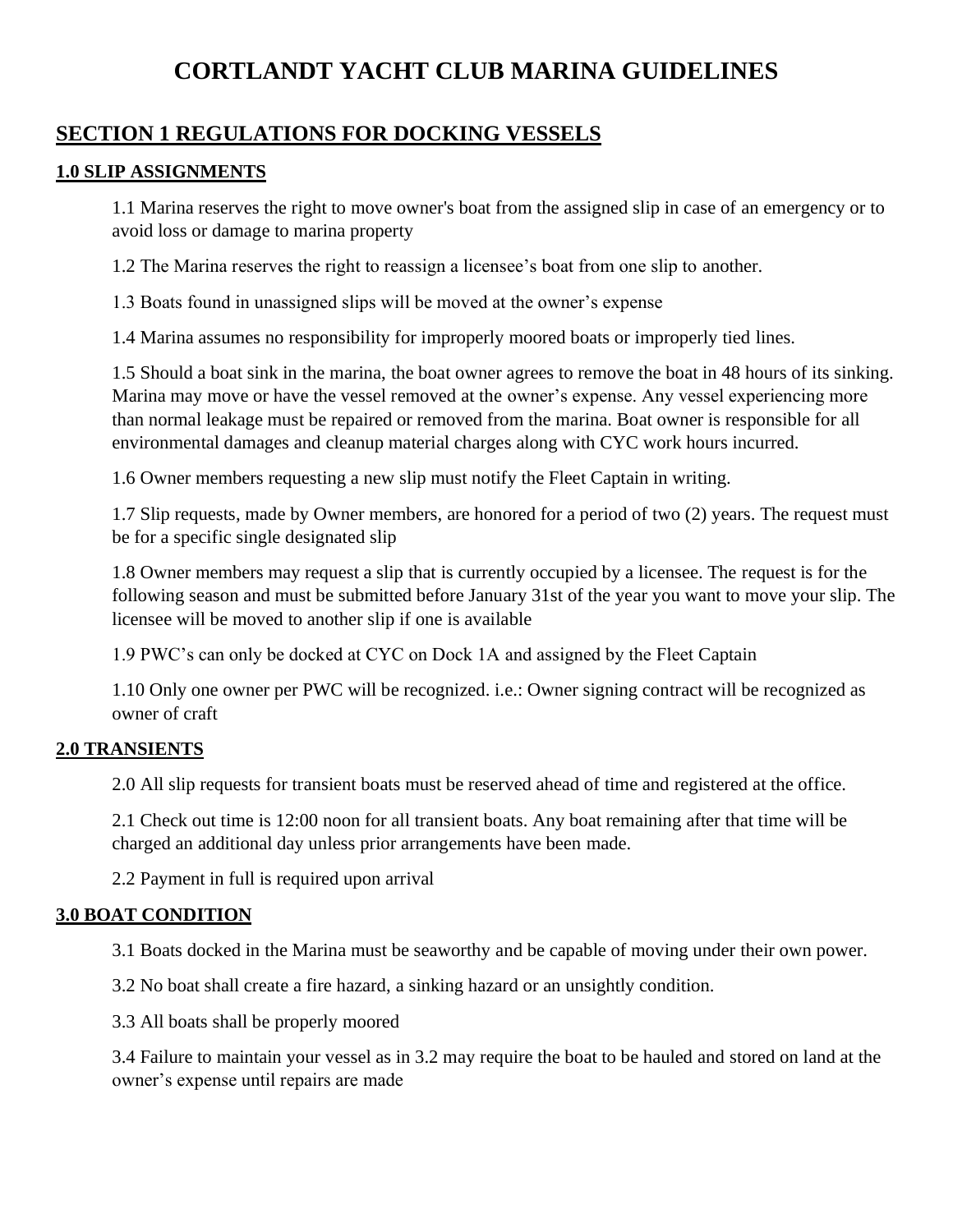# CORTLANDT YACHT CLUB MARINA GUIDELINES

## SECTION 1 REGULATIONS FOR DOCKING VESSELS

### 1.0 SLIP ASSIGNMENTS

1.1 Marina reserves the right to move owner's boat from the assigned slip in case of an emergency or to avoid loss or damage to marina property

1.2 The Marina reserves the right to reassign a licensee's boat from one slip to another.

1.3 Boats found in unassigned slips will be moved at the owner's expense

1.4 Marina assumes no responsibility for improperly moored boats or improperly tied lines.

1.5 Should a boat sink in the marina, the boat owner agrees to remove the boat in 48 hours of its sinking. Marina may move or have the vessel removed at the owner's expense. Any vessel experiencing more than normal leakage must be repaired or removed from the marina. Boat owner is responsible for all environmental damages and cleanup material charges along with CYC work hours incurred.

1.6 Owner members requesting a new slip must notify the Fleet Captain in writing.

1.7 Slip requests, made by Owner members, are honored for a period of two (2) years. The request must be for a specific single designated slip

1.8 Owner members may request a slip that is currently occupied by a licensee. The request is for the following season and must be submitted before January 31st of the year you want to move your slip. The licensee will be moved to another slip if one is available

1.9 PWC's can only be docked at CYC on Dock 1A and assigned by the Fleet Captain

1.10 Only one owner per PWC will be recognized. i.e.: Owner signing contract will be recognized as owner of craft

### 2.0 TRANSIENTS

2.0 All slip requests for transient boats must be reserved ahead of time and registered at the office.

2.1 Check out time is 12:00 noon for all transient boats. Any boat remaining after that time will be charged an additional day unless prior arrangements have been made.

2.2 Payment in full is required upon arrival

### 3.0 BOAT CONDITION

3.1 Boats docked in the Marina must be seaworthy and be capable of moving under their own power.

3.2 No boat shall create a fire hazard, a sinking hazard or an unsightly condition.

3.3 All boats shall be properly moored

3.4 Failure to maintain your vessel as in 3.2 may require the boat to be hauled and stored on land at the owner's expense until repairs are made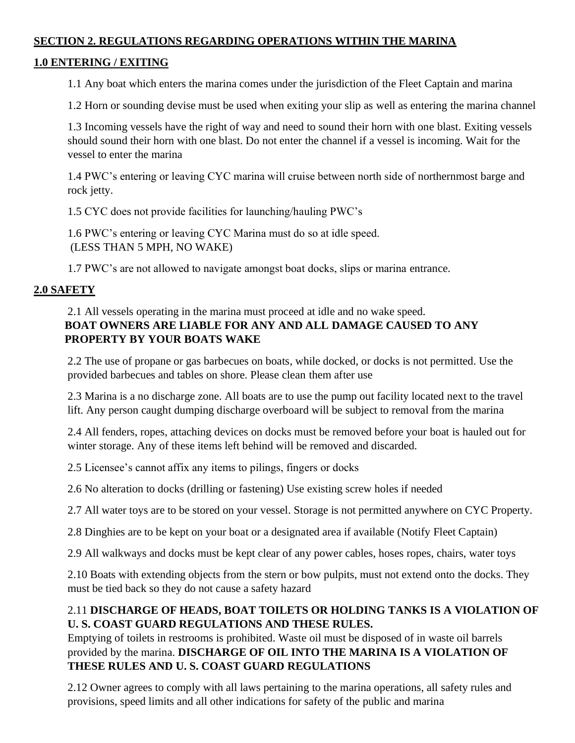## SECTION 2. REGULATIONS REGARDING OPERATIONS WITHIN THE MARINA

### 1.0 ENTERING / EXITING

1.1 Any boat which enters the marina comes under the jurisdiction of the Fleet Captain and marina

1.2 Horn or sounding devise must be used when exiting your slip as well as entering the marina channel

1.3 Incoming vessels have the right of way and need to sound their horn with one blast. Exiting vessels should sound their horn with one blast. Do not enter the channel if a vessel is incoming. Wait for the vessel to enter the marina

1.4 PWC's entering or leaving CYC marina will cruise between north side of northernmost barge and rock jetty.

1.5 CYC does not provide facilities for launching/hauling PWC's

1.6 PWC's entering or leaving CYC Marina must do so at idle speed.
(LESS THAN 5 MPH, NO WAKE)

1.7 PWC's are not allowed to navigate amongst boat docks, slips or marina entrance.

### 2.0 SAFETY

2.1 All vessels operating in the marina must proceed at idle and no wake speed.
**BOAT OWNERS ARE LIABLE FOR ANY AND ALL DAMAGE CAUSED TO ANY PROPERTY BY YOUR BOATS WAKE**

2.2 The use of propane or gas barbecues on boats, while docked, or docks is not permitted. Use the provided barbecues and tables on shore. Please clean them after use

2.3 Marina is a no discharge zone. All boats are to use the pump out facility located next to the travel lift. Any person caught dumping discharge overboard will be subject to removal from the marina

2.4 All fenders, ropes, attaching devices on docks must be removed before your boat is hauled out for winter storage. Any of these items left behind will be removed and discarded.

2.5 Licensee's cannot affix any items to pilings, fingers or docks

2.6 No alteration to docks (drilling or fastening) Use existing screw holes if needed

2.7 All water toys are to be stored on your vessel. Storage is not permitted anywhere on CYC Property.

2.8 Dinghies are to be kept on your boat or a designated area if available (Notify Fleet Captain)

2.9 All walkways and docks must be kept clear of any power cables, hoses ropes, chairs, water toys

2.10 Boats with extending objects from the stern or bow pulpits, must not extend onto the docks. They must be tied back so they do not cause a safety hazard

2.11 **DISCHARGE OF HEADS, BOAT TOILETS OR HOLDING TANKS IS A VIOLATION OF U. S. COAST GUARD REGULATIONS AND THESE RULES.**
Emptying of toilets in restrooms is prohibited. Waste oil must be disposed of in waste oil barrels provided by the marina. **DISCHARGE OF OIL INTO THE MARINA IS A VIOLATION OF THESE RULES AND U. S. COAST GUARD REGULATIONS**

2.12 Owner agrees to comply with all laws pertaining to the marina operations, all safety rules and provisions, speed limits and all other indications for safety of the public and marina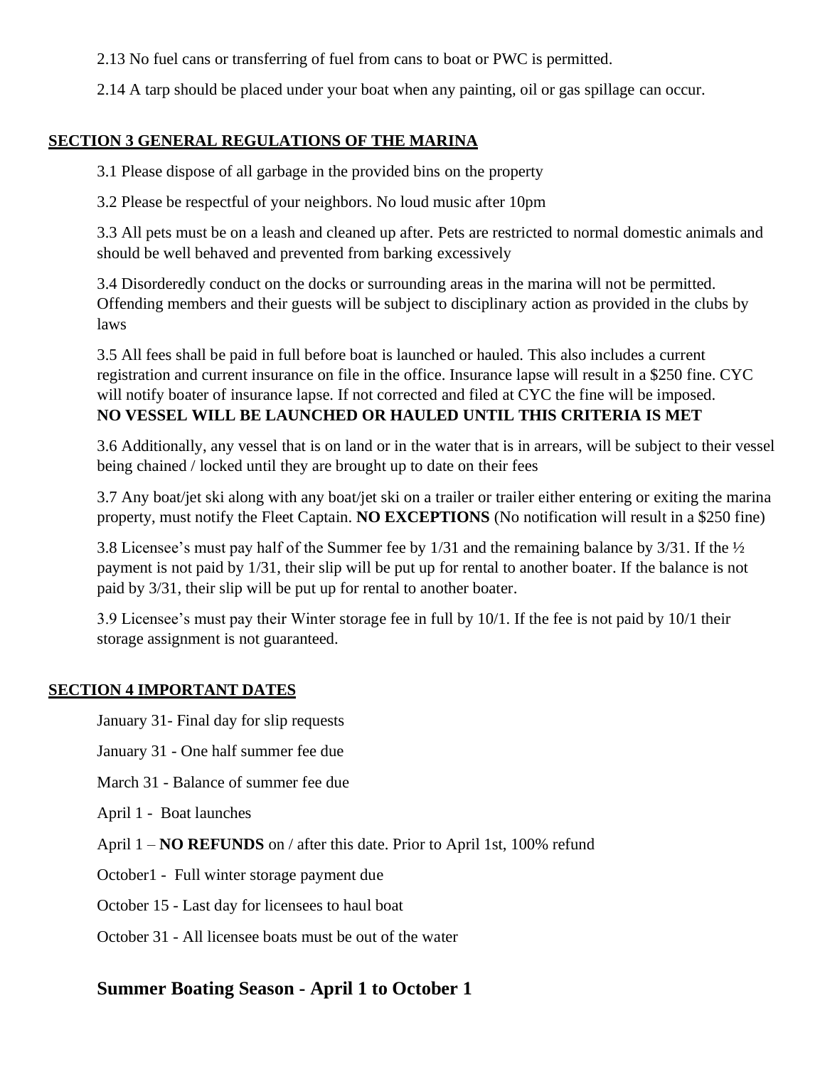2.13 No fuel cans or transferring of fuel from cans to boat or PWC is permitted.

2.14 A tarp should be placed under your boat when any painting, oil or gas spillage can occur.

## SECTION 3 GENERAL REGULATIONS OF THE MARINA

3.1 Please dispose of all garbage in the provided bins on the property

3.2 Please be respectful of your neighbors. No loud music after 10pm

3.3 All pets must be on a leash and cleaned up after. Pets are restricted to normal domestic animals and should be well behaved and prevented from barking excessively

3.4 Disorderedly conduct on the docks or surrounding areas in the marina will not be permitted. Offending members and their guests will be subject to disciplinary action as provided in the clubs by laws

3.5 All fees shall be paid in full before boat is launched or hauled. This also includes a current registration and current insurance on file in the office. Insurance lapse will result in a $250 fine. CYC will notify boater of insurance lapse. If not corrected and filed at CYC the fine will be imposed. **NO VESSEL WILL BE LAUNCHED OR HAULED UNTIL THIS CRITERIA IS MET**

3.6 Additionally, any vessel that is on land or in the water that is in arrears, will be subject to their vessel being chained / locked until they are brought up to date on their fees

3.7 Any boat/jet ski along with any boat/jet ski on a trailer or trailer either entering or exiting the marina property, must notify the Fleet Captain. **NO EXCEPTIONS** (No notification will result in a $250 fine)

3.8 Licensee's must pay half of the Summer fee by 1/31 and the remaining balance by 3/31. If the ½ payment is not paid by 1/31, their slip will be put up for rental to another boater. If the balance is not paid by 3/31, their slip will be put up for rental to another boater.

3.9 Licensee's must pay their Winter storage fee in full by 10/1. If the fee is not paid by 10/1 their storage assignment is not guaranteed.

## SECTION 4 IMPORTANT DATES

January 31- Final day for slip requests

January 31 - One half summer fee due

March 31 - Balance of summer fee due

April 1 - Boat launches

April 1 – **NO REFUNDS** on / after this date. Prior to April 1st, 100% refund

October1 - Full winter storage payment due

October 15 - Last day for licensees to haul boat

October 31 - All licensee boats must be out of the water

## Summer Boating Season - April 1 to October 1